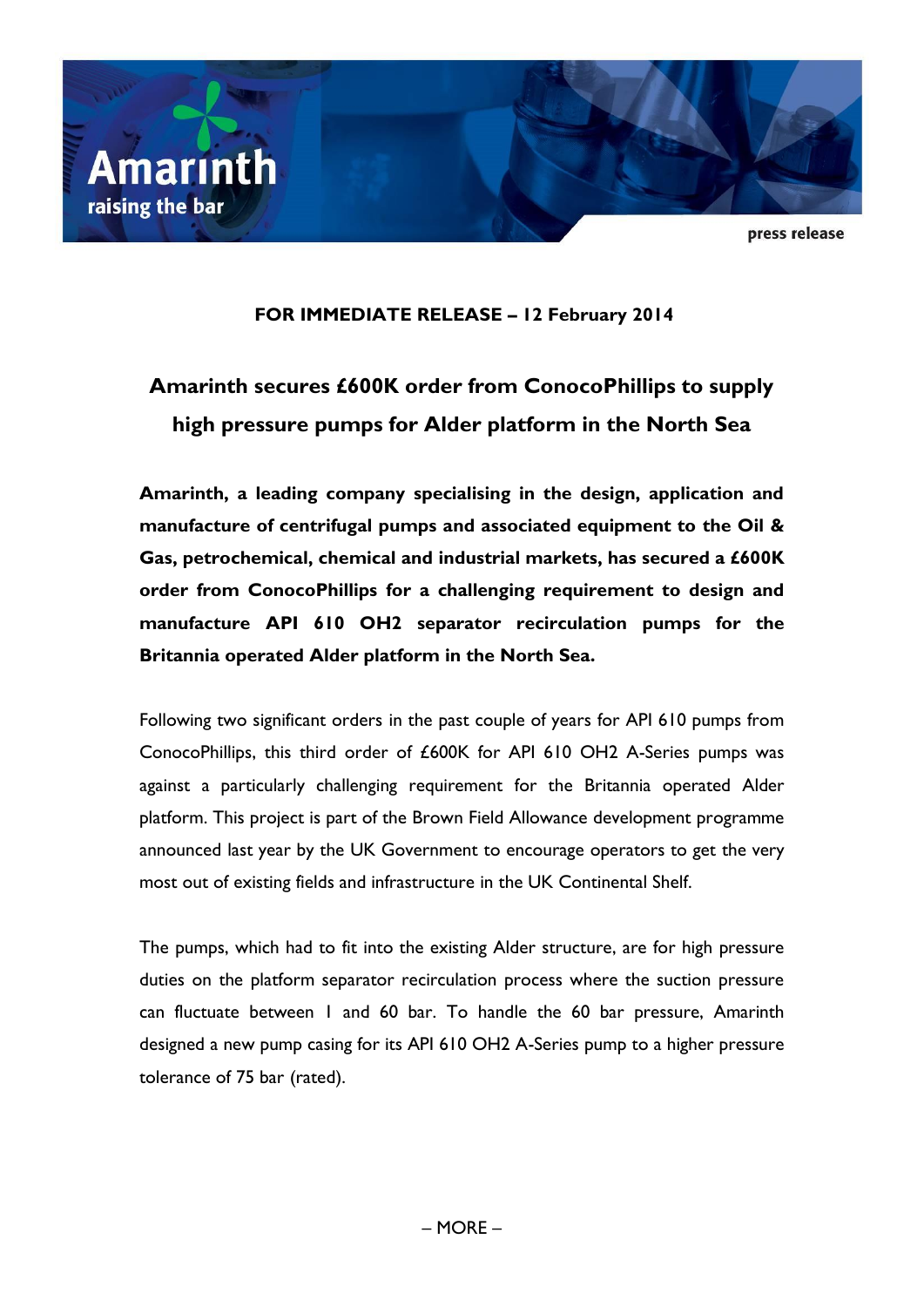Amarinth
raising the bar

press release

**FOR IMMEDIATE RELEASE – 12 February 2014**

# Amarinth secures £600K order from ConocoPhillips to supply high pressure pumps for Alder platform in the North Sea

**Amarinth, a leading company specialising in the design, application and manufacture of centrifugal pumps and associated equipment to the Oil & Gas, petrochemical, chemical and industrial markets, has secured a £600K order from ConocoPhillips for a challenging requirement to design and manufacture API 610 OH2 separator recirculation pumps for the Britannia operated Alder platform in the North Sea.**

Following two significant orders in the past couple of years for API 610 pumps from ConocoPhillips, this third order of £600K for API 610 OH2 A-Series pumps was against a particularly challenging requirement for the Britannia operated Alder platform. This project is part of the Brown Field Allowance development programme announced last year by the UK Government to encourage operators to get the very most out of existing fields and infrastructure in the UK Continental Shelf.

The pumps, which had to fit into the existing Alder structure, are for high pressure duties on the platform separator recirculation process where the suction pressure can fluctuate between 1 and 60 bar. To handle the 60 bar pressure, Amarinth designed a new pump casing for its API 610 OH2 A-Series pump to a higher pressure tolerance of 75 bar (rated).

– MORE –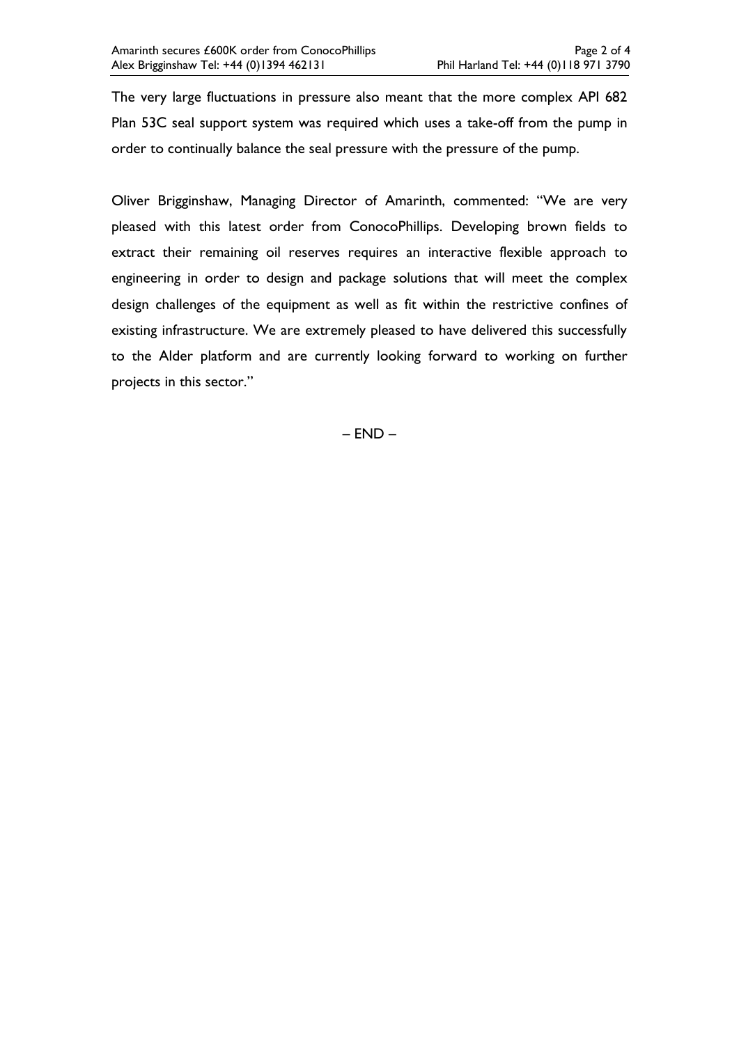The very large fluctuations in pressure also meant that the more complex API 682 Plan 53C seal support system was required which uses a take-off from the pump in order to continually balance the seal pressure with the pressure of the pump.

Oliver Brigginshaw, Managing Director of Amarinth, commented: "We are very pleased with this latest order from ConocoPhillips. Developing brown fields to extract their remaining oil reserves requires an interactive flexible approach to engineering in order to design and package solutions that will meet the complex design challenges of the equipment as well as fit within the restrictive confines of existing infrastructure. We are extremely pleased to have delivered this successfully to the Alder platform and are currently looking forward to working on further projects in this sector."

– END –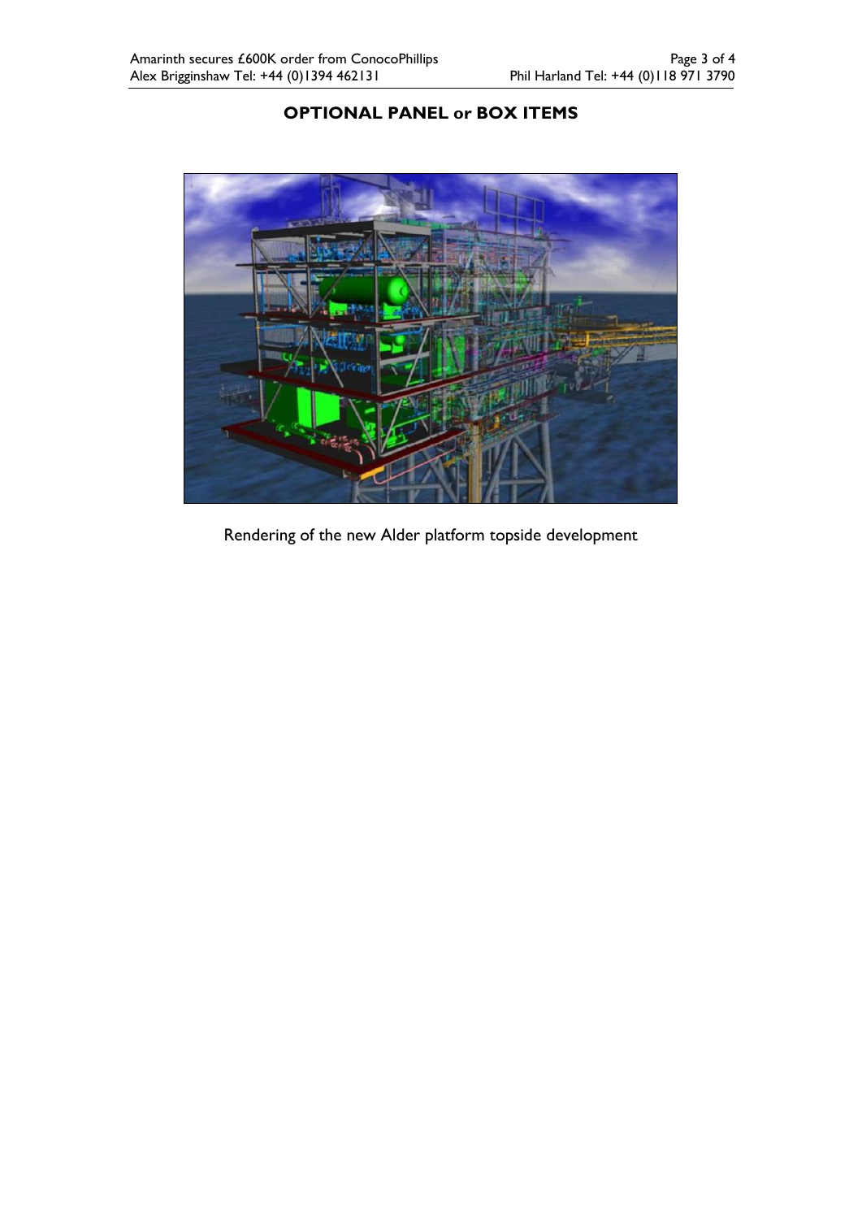**OPTIONAL PANEL or BOX ITEMS**

Rendering of the new Alder platform topside development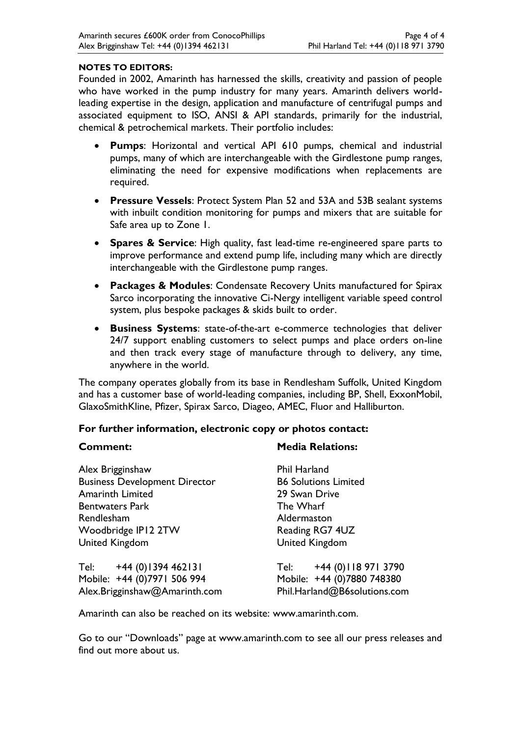**NOTES TO EDITORS:**

Founded in 2002, Amarinth has harnessed the skills, creativity and passion of people who have worked in the pump industry for many years. Amarinth delivers world-leading expertise in the design, application and manufacture of centrifugal pumps and associated equipment to ISO, ANSI & API standards, primarily for the industrial, chemical & petrochemical markets. Their portfolio includes:

- **Pumps**: Horizontal and vertical API 610 pumps, chemical and industrial pumps, many of which are interchangeable with the Girdlestone pump ranges, eliminating the need for expensive modifications when replacements are required.
- **Pressure Vessels**: Protect System Plan 52 and 53A and 53B sealant systems with inbuilt condition monitoring for pumps and mixers that are suitable for Safe area up to Zone 1.
- **Spares & Service**: High quality, fast lead-time re-engineered spare parts to improve performance and extend pump life, including many which are directly interchangeable with the Girdlestone pump ranges.
- **Packages & Modules**: Condensate Recovery Units manufactured for Spirax Sarco incorporating the innovative Ci-Nergy intelligent variable speed control system, plus bespoke packages & skids built to order.
- **Business Systems**: state-of-the-art e-commerce technologies that deliver 24/7 support enabling customers to select pumps and place orders on-line and then track every stage of manufacture through to delivery, any time, anywhere in the world.

The company operates globally from its base in Rendlesham Suffolk, United Kingdom and has a customer base of world-leading companies, including BP, Shell, ExxonMobil, GlaxoSmithKline, Pfizer, Spirax Sarco, Diageo, AMEC, Fluor and Halliburton.

**For further information, electronic copy or photos contact:**

**Comment:**

Alex Brigginshaw
Business Development Director
Amarinth Limited
Bentwaters Park
Rendlesham
Woodbridge IP12 2TW
United Kingdom

Tel: +44 (0)1394 462131
Mobile: +44 (0)7971 506 994
Alex.Brigginshaw@Amarinth.com

**Media Relations:**

Phil Harland
B6 Solutions Limited
29 Swan Drive
The Wharf
Aldermaston
Reading RG7 4UZ
United Kingdom

Tel: +44 (0)118 971 3790
Mobile: +44 (0)7880 748380
Phil.Harland@B6solutions.com

Amarinth can also be reached on its website: www.amarinth.com.

Go to our "Downloads" page at www.amarinth.com to see all our press releases and find out more about us.